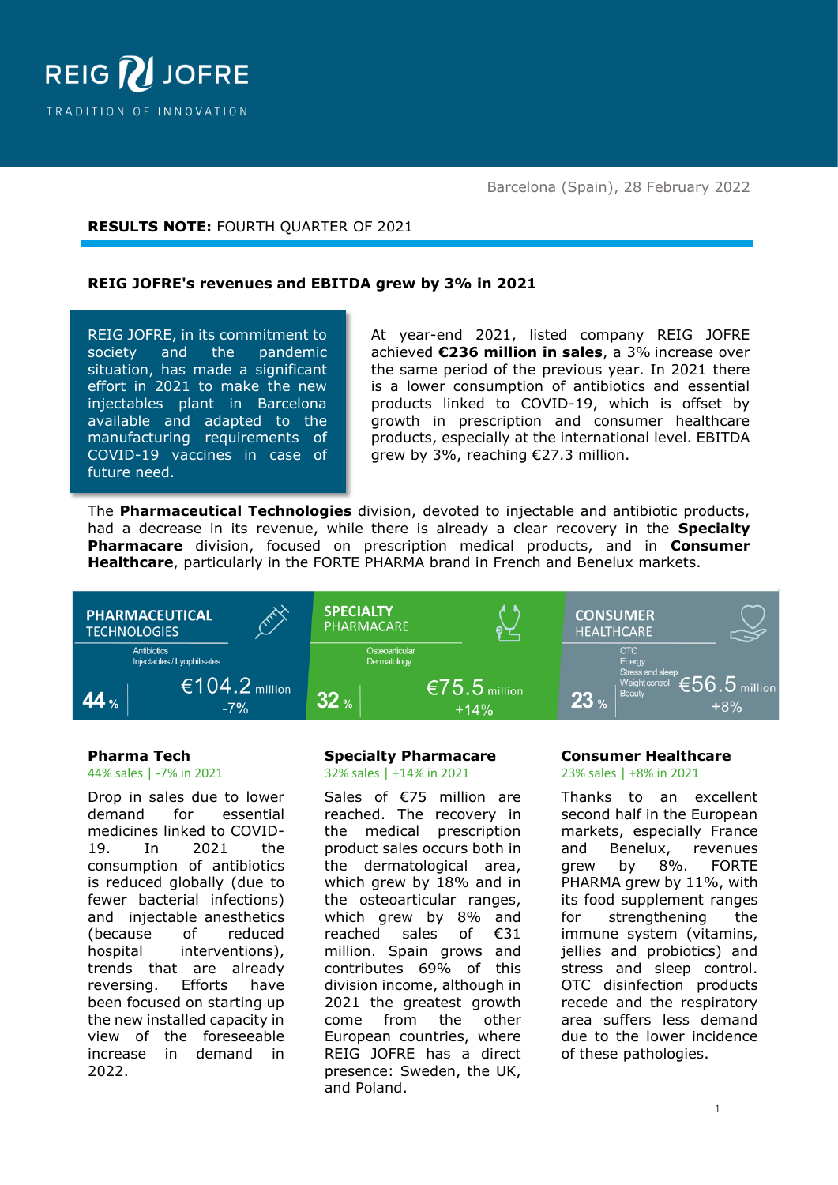REIG JOFRE

TRADITION OF INNOVATION

Barcelona (Spain), 28 February 2022

**RESULTS NOTE:** FOURTH QUARTER OF 2021

## REIG JOFRE's revenues and EBITDA grew by 3% in 2021

REIG JOFRE, in its commitment to society and the pandemic situation, has made a significant effort in 2021 to make the new injectables plant in Barcelona available and adapted to the manufacturing requirements of COVID-19 vaccines in case of future need.

At year-end 2021, listed company REIG JOFRE achieved **€236 million in sales**, a 3% increase over the same period of the previous year. In 2021 there is a lower consumption of antibiotics and essential products linked to COVID-19, which is offset by growth in prescription and consumer healthcare products, especially at the international level. EBITDA grew by 3%, reaching €27.3 million.

The **Pharmaceutical Technologies** division, devoted to injectable and antibiotic products, had a decrease in its revenue, while there is already a clear recovery in the **Specialty Pharmacare** division, focused on prescription medical products, and in **Consumer Healthcare**, particularly in the FORTE PHARMA brand in French and Benelux markets.

| PHARMACEUTICAL TECHNOLOGIES | SPECIALTY PHARMACARE | CONSUMER HEALTHCARE |
|---|---|---|
| Antibiotics, Injectables / Lyophilisates | Osteoarticular, Dermatology | OTC, Energy, Stress and sleep, Weight control, Beauty |
| 44 % | 32 % | 23 % |
| €104.2 million | €75.5 million | €56.5 million |
| -7% | +14% | +8% |

### Pharma Tech

44% sales | -7% in 2021

Drop in sales due to lower demand for essential medicines linked to COVID-19. In 2021 the consumption of antibiotics is reduced globally (due to fewer bacterial infections) and injectable anesthetics (because of reduced hospital interventions), trends that are already reversing. Efforts have been focused on starting up the new installed capacity in view of the foreseeable increase in demand in 2022.

### Specialty Pharmacare

32% sales | +14% in 2021

Sales of €75 million are reached. The recovery in the medical prescription product sales occurs both in the dermatological area, which grew by 18% and in the osteoarticular ranges, which grew by 8% and reached sales of €31 million. Spain grows and contributes 69% of this division income, although in 2021 the greatest growth come from the other European countries, where REIG JOFRE has a direct presence: Sweden, the UK, and Poland.

### Consumer Healthcare

23% sales | +8% in 2021

Thanks to an excellent second half in the European markets, especially France and Benelux, revenues grew by 8%. FORTE PHARMA grew by 11%, with its food supplement ranges for strengthening the immune system (vitamins, jellies and probiotics) and stress and sleep control. OTC disinfection products recede and the respiratory area suffers less demand due to the lower incidence of these pathologies.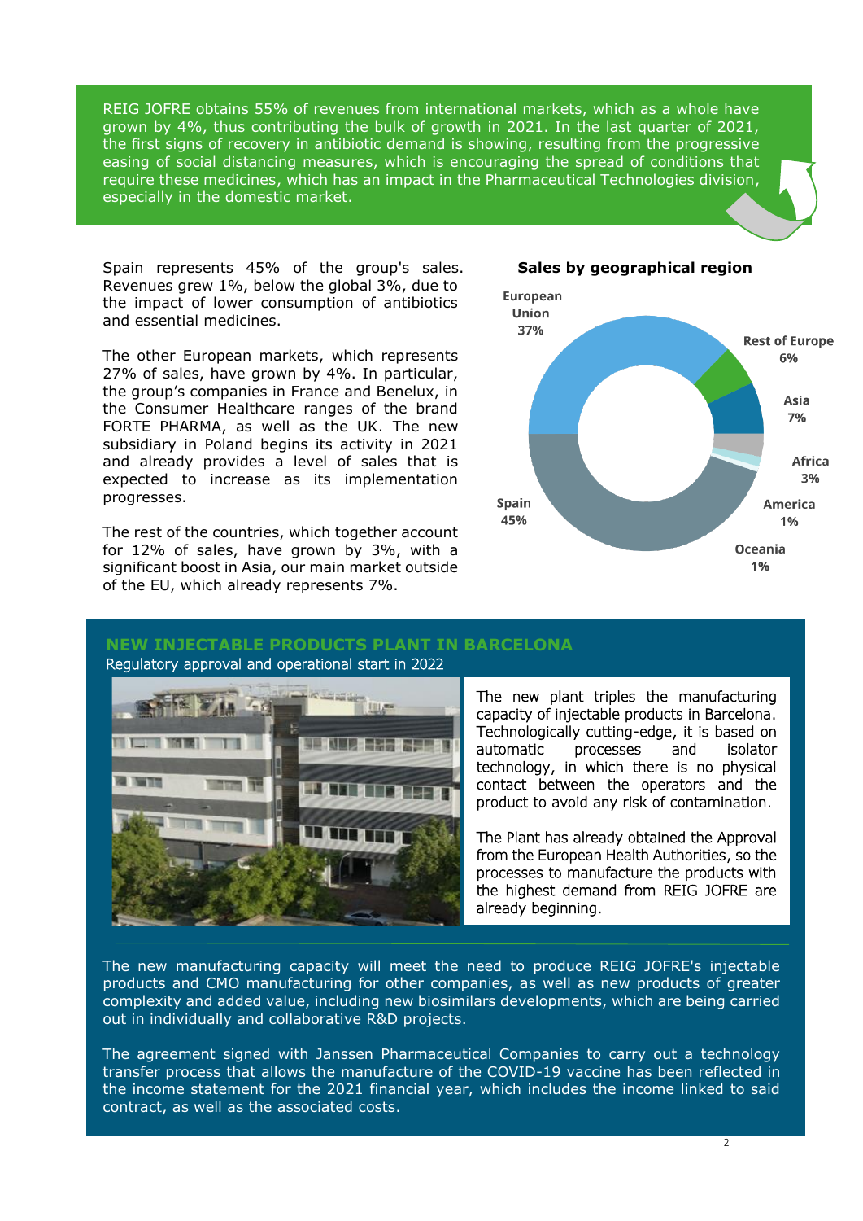REIG JOFRE obtains 55% of revenues from international markets, which as a whole have grown by 4%, thus contributing the bulk of growth in 2021. In the last quarter of 2021, the first signs of recovery in antibiotic demand is showing, resulting from the progressive easing of social distancing measures, which is encouraging the spread of conditions that require these medicines, which has an impact in the Pharmaceutical Technologies division, especially in the domestic market.

Spain represents 45% of the group's sales. Revenues grew 1%, below the global 3%, due to the impact of lower consumption of antibiotics and essential medicines.

The other European markets, which represents 27% of sales, have grown by 4%. In particular, the group's companies in France and Benelux, in the Consumer Healthcare ranges of the brand FORTE PHARMA, as well as the UK. The new subsidiary in Poland begins its activity in 2021 and already provides a level of sales that is expected to increase as its implementation progresses.

The rest of the countries, which together account for 12% of sales, have grown by 3%, with a significant boost in Asia, our main market outside of the EU, which already represents 7%.

**Sales by geographical region**

| Region | Share |
| --- | --- |
| European Union | 37% |
| Rest of Europe | 6% |
| Asia | 7% |
| Africa | 3% |
| America | 1% |
| Oceania | 1% |
| Spain | 45% |

## NEW INJECTABLE PRODUCTS PLANT IN BARCELONA

Regulatory approval and operational start in 2022

The new plant triples the manufacturing capacity of injectable products in Barcelona. Technologically cutting-edge, it is based on automatic processes and isolator technology, in which there is no physical contact between the operators and the product to avoid any risk of contamination.

The Plant has already obtained the Approval from the European Health Authorities, so the processes to manufacture the products with the highest demand from REIG JOFRE are already beginning.

The new manufacturing capacity will meet the need to produce REIG JOFRE's injectable products and CMO manufacturing for other companies, as well as new products of greater complexity and added value, including new biosimilars developments, which are being carried out in individually and collaborative R&D projects.

The agreement signed with Janssen Pharmaceutical Companies to carry out a technology transfer process that allows the manufacture of the COVID-19 vaccine has been reflected in the income statement for the 2021 financial year, which includes the income linked to said contract, as well as the associated costs.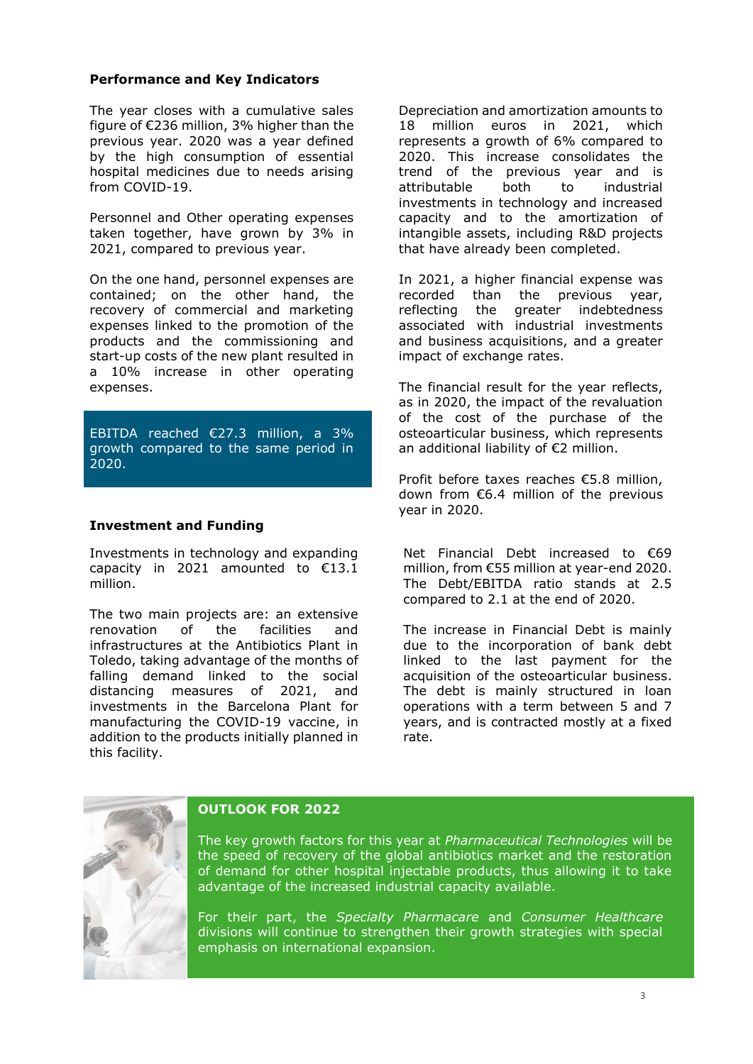## Performance and Key Indicators

The year closes with a cumulative sales figure of €236 million, 3% higher than the previous year. 2020 was a year defined by the high consumption of essential hospital medicines due to needs arising from COVID-19.

Personnel and Other operating expenses taken together, have grown by 3% in 2021, compared to previous year.

On the one hand, personnel expenses are contained; on the other hand, the recovery of commercial and marketing expenses linked to the promotion of the products and the commissioning and start-up costs of the new plant resulted in a 10% increase in other operating expenses.

EBITDA reached €27.3 million, a 3% growth compared to the same period in 2020.

Depreciation and amortization amounts to 18 million euros in 2021, which represents a growth of 6% compared to 2020. This increase consolidates the trend of the previous year and is attributable both to industrial investments in technology and increased capacity and to the amortization of intangible assets, including R&D projects that have already been completed.

In 2021, a higher financial expense was recorded than the previous year, reflecting the greater indebtedness associated with industrial investments and business acquisitions, and a greater impact of exchange rates.

The financial result for the year reflects, as in 2020, the impact of the revaluation of the cost of the purchase of the osteoarticular business, which represents an additional liability of €2 million.

Profit before taxes reaches €5.8 million, down from €6.4 million of the previous year in 2020.

## Investment and Funding

Investments in technology and expanding capacity in 2021 amounted to €13.1 million.

The two main projects are: an extensive renovation of the facilities and infrastructures at the Antibiotics Plant in Toledo, taking advantage of the months of falling demand linked to the social distancing measures of 2021, and investments in the Barcelona Plant for manufacturing the COVID-19 vaccine, in addition to the products initially planned in this facility.

Net Financial Debt increased to €69 million, from €55 million at year-end 2020. The Debt/EBITDA ratio stands at 2.5 compared to 2.1 at the end of 2020.

The increase in Financial Debt is mainly due to the incorporation of bank debt linked to the last payment for the acquisition of the osteoarticular business. The debt is mainly structured in loan operations with a term between 5 and 7 years, and is contracted mostly at a fixed rate.

## OUTLOOK FOR 2022

The key growth factors for this year at *Pharmaceutical Technologies* will be the speed of recovery of the global antibiotics market and the restoration of demand for other hospital injectable products, thus allowing it to take advantage of the increased industrial capacity available.

For their part, the *Specialty Pharmacare* and *Consumer Healthcare* divisions will continue to strengthen their growth strategies with special emphasis on international expansion.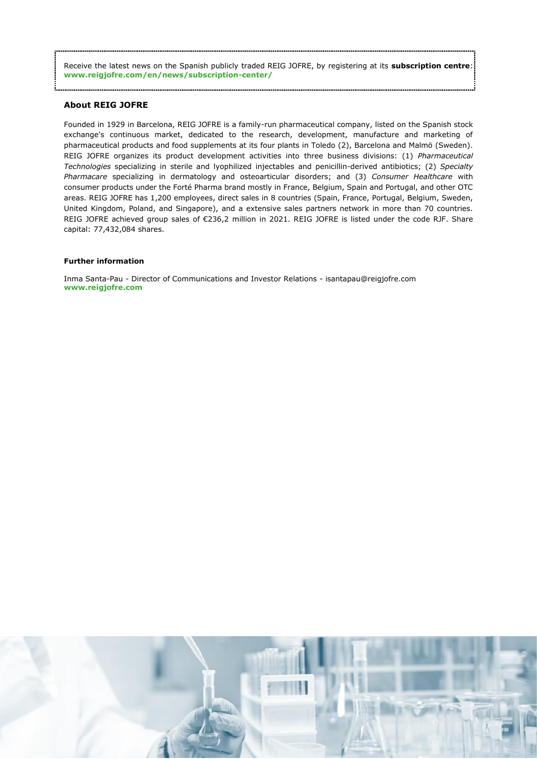Receive the latest news on the Spanish publicly traded REIG JOFRE, by registering at its **subscription centre**: **www.reigjofre.com/en/news/subscription-center/**

## About REIG JOFRE

Founded in 1929 in Barcelona, REIG JOFRE is a family-run pharmaceutical company, listed on the Spanish stock exchange's continuous market, dedicated to the research, development, manufacture and marketing of pharmaceutical products and food supplements at its four plants in Toledo (2), Barcelona and Malmö (Sweden). REIG JOFRE organizes its product development activities into three business divisions: (1) *Pharmaceutical Technologies* specializing in sterile and lyophilized injectables and penicillin-derived antibiotics; (2) *Specialty Pharmacare* specializing in dermatology and osteoarticular disorders; and (3) *Consumer Healthcare* with consumer products under the Forté Pharma brand mostly in France, Belgium, Spain and Portugal, and other OTC areas. REIG JOFRE has 1,200 employees, direct sales in 8 countries (Spain, France, Portugal, Belgium, Sweden, United Kingdom, Poland, and Singapore), and a extensive sales partners network in more than 70 countries. REIG JOFRE achieved group sales of €236,2 million in 2021. REIG JOFRE is listed under the code RJF. Share capital: 77,432,084 shares.

#### Further information

Inma Santa-Pau - Director of Communications and Investor Relations - isantapau@reigjofre.com
**www.reigjofre.com**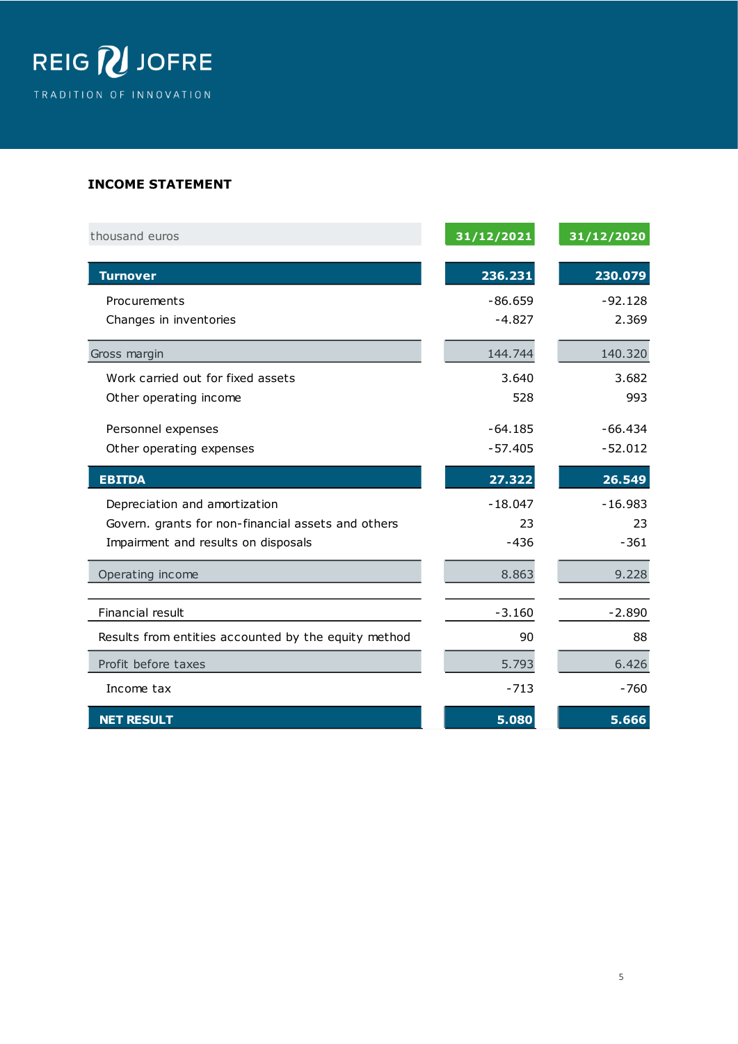REIG JOFRE

TRADITION OF INNOVATION

## INCOME STATEMENT

| thousand euros | 31/12/2021 | 31/12/2020 |
|---|---|---|
| **Turnover** | **236.231** | **230.079** |
| Procurements | -86.659 | -92.128 |
| Changes in inventories | -4.827 | 2.369 |
| Gross margin | 144.744 | 140.320 |
| Work carried out for fixed assets | 3.640 | 3.682 |
| Other operating income | 528 | 993 |
| Personnel expenses | -64.185 | -66.434 |
| Other operating expenses | -57.405 | -52.012 |
| **EBITDA** | **27.322** | **26.549** |
| Depreciation and amortization | -18.047 | -16.983 |
| Govern. grants for non-financial assets and others | 23 | 23 |
| Impairment and results on disposals | -436 | -361 |
| Operating income | 8.863 | 9.228 |
| Financial result | -3.160 | -2.890 |
| Results from entities accounted by the equity method | 90 | 88 |
| Profit before taxes | 5.793 | 6.426 |
| Income tax | -713 | -760 |
| **NET RESULT** | **5.080** | **5.666** |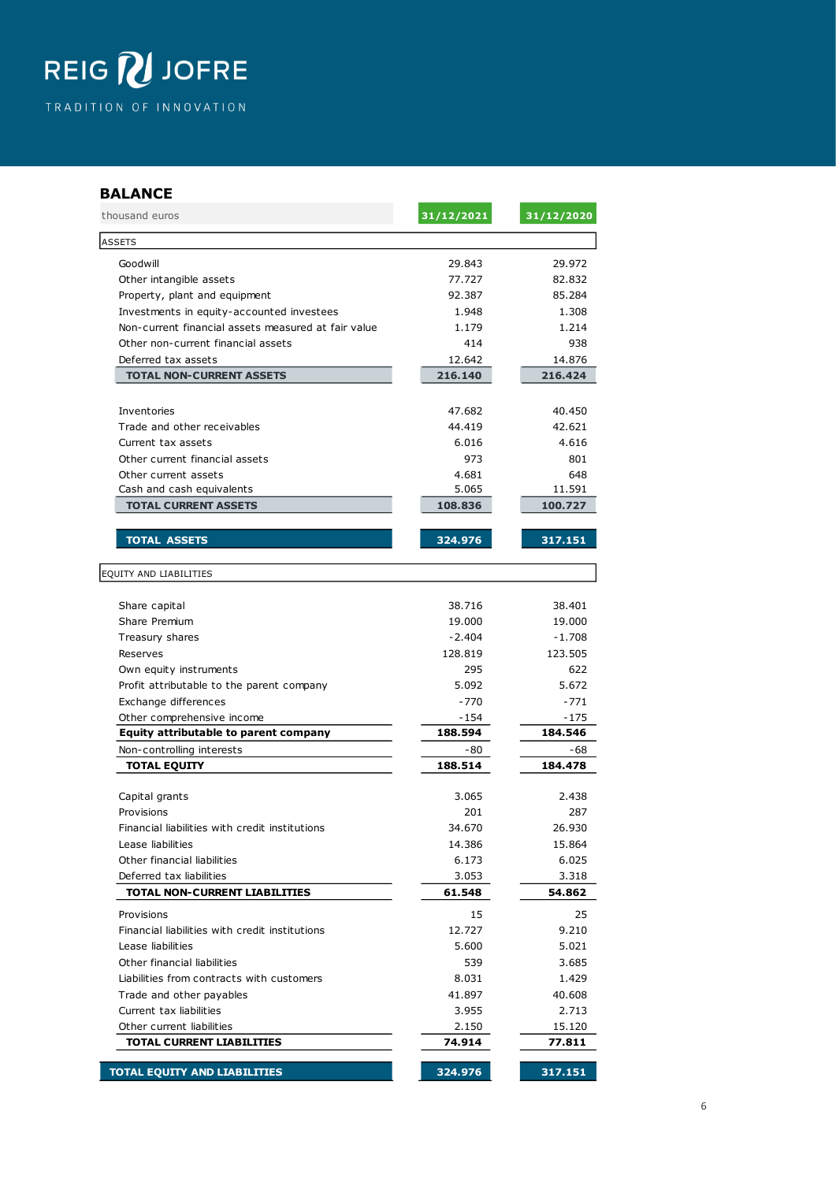REIG JOFRE

TRADITION OF INNOVATION

## BALANCE

| thousand euros | 31/12/2021 | 31/12/2020 |
|---|---|---|
| ASSETS | | |
| Goodwill | 29.843 | 29.972 |
| Other intangible assets | 77.727 | 82.832 |
| Property, plant and equipment | 92.387 | 85.284 |
| Investments in equity-accounted investees | 1.948 | 1.308 |
| Non-current financial assets measured at fair value | 1.179 | 1.214 |
| Other non-current financial assets | 414 | 938 |
| Deferred tax assets | 12.642 | 14.876 |
| **TOTAL NON-CURRENT ASSETS** | **216.140** | **216.424** |
| Inventories | 47.682 | 40.450 |
| Trade and other receivables | 44.419 | 42.621 |
| Current tax assets | 6.016 | 4.616 |
| Other current financial assets | 973 | 801 |
| Other current assets | 4.681 | 648 |
| Cash and cash equivalents | 5.065 | 11.591 |
| **TOTAL CURRENT ASSETS** | **108.836** | **100.727** |
| **TOTAL ASSETS** | **324.976** | **317.151** |
| EQUITY AND LIABILITIES | | |
| Share capital | 38.716 | 38.401 |
| Share Premium | 19.000 | 19.000 |
| Treasury shares | -2.404 | -1.708 |
| Reserves | 128.819 | 123.505 |
| Own equity instruments | 295 | 622 |
| Profit attributable to the parent company | 5.092 | 5.672 |
| Exchange differences | -770 | -771 |
| Other comprehensive income | -154 | -175 |
| **Equity attributable to parent company** | **188.594** | **184.546** |
| Non-controlling interests | -80 | -68 |
| **TOTAL EQUITY** | **188.514** | **184.478** |
| Capital grants | 3.065 | 2.438 |
| Provisions | 201 | 287 |
| Financial liabilities with credit institutions | 34.670 | 26.930 |
| Lease liabilities | 14.386 | 15.864 |
| Other financial liabilities | 6.173 | 6.025 |
| Deferred tax liabilities | 3.053 | 3.318 |
| **TOTAL NON-CURRENT LIABILITIES** | **61.548** | **54.862** |
| Provisions | 15 | 25 |
| Financial liabilities with credit institutions | 12.727 | 9.210 |
| Lease liabilities | 5.600 | 5.021 |
| Other financial liabilities | 539 | 3.685 |
| Liabilities from contracts with customers | 8.031 | 1.429 |
| Trade and other payables | 41.897 | 40.608 |
| Current tax liabilities | 3.955 | 2.713 |
| Other current liabilities | 2.150 | 15.120 |
| **TOTAL CURRENT LIABILITIES** | **74.914** | **77.811** |
| **TOTAL EQUITY AND LIABILITIES** | **324.976** | **317.151** |